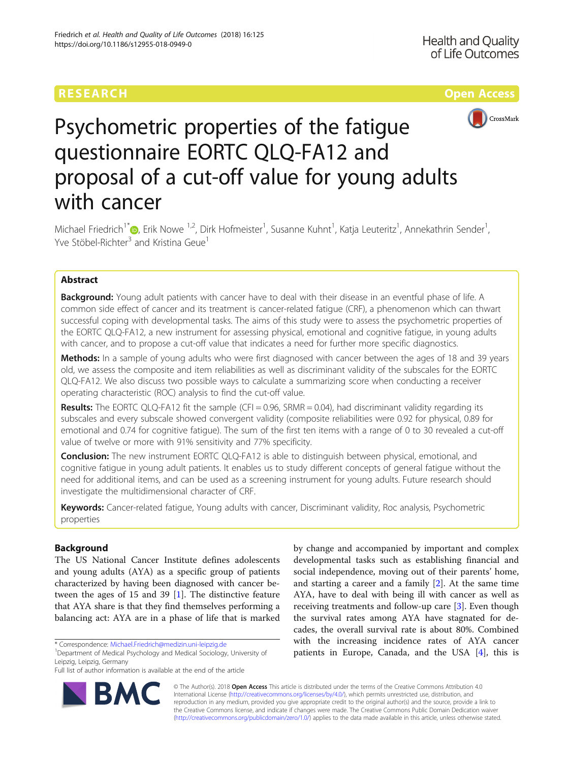RESEARCH

Open Access

# Psychometric properties of the fatigue questionnaire EORTC QLQ-FA12 and proposal of a cut-off value for young adults with cancer

Michael Friedrich[1*], Erik Nowe [1,2], Dirk Hofmeister[1], Susanne Kuhnt[1], Katja Leuteritz[1], Annekathrin Sender[1], Yve Stöbel-Richter[3] and Kristina Geue[1]

## Abstract

**Background:** Young adult patients with cancer have to deal with their disease in an eventful phase of life. A common side effect of cancer and its treatment is cancer-related fatigue (CRF), a phenomenon which can thwart successful coping with developmental tasks. The aims of this study were to assess the psychometric properties of the EORTC QLQ-FA12, a new instrument for assessing physical, emotional and cognitive fatigue, in young adults with cancer, and to propose a cut-off value that indicates a need for further more specific diagnostics.

**Methods:** In a sample of young adults who were first diagnosed with cancer between the ages of 18 and 39 years old, we assess the composite and item reliabilities as well as discriminant validity of the subscales for the EORTC QLQ-FA12. We also discuss two possible ways to calculate a summarizing score when conducting a receiver operating characteristic (ROC) analysis to find the cut-off value.

**Results:** The EORTC QLQ-FA12 fit the sample (CFI = 0.96, SRMR = 0.04), had discriminant validity regarding its subscales and every subscale showed convergent validity (composite reliabilities were 0.92 for physical, 0.89 for emotional and 0.74 for cognitive fatigue). The sum of the first ten items with a range of 0 to 30 revealed a cut-off value of twelve or more with 91% sensitivity and 77% specificity.

**Conclusion:** The new instrument EORTC QLQ-FA12 is able to distinguish between physical, emotional, and cognitive fatigue in young adult patients. It enables us to study different concepts of general fatigue without the need for additional items, and can be used as a screening instrument for young adults. Future research should investigate the multidimensional character of CRF.

**Keywords:** Cancer-related fatigue, Young adults with cancer, Discriminant validity, Roc analysis, Psychometric properties

## Background

The US National Cancer Institute defines adolescents and young adults (AYA) as a specific group of patients characterized by having been diagnosed with cancer between the ages of 15 and 39 [1]. The distinctive feature that AYA share is that they find themselves performing a balancing act: AYA are in a phase of life that is marked by change and accompanied by important and complex developmental tasks such as establishing financial and social independence, moving out of their parents' home, and starting a career and a family [2]. At the same time AYA, have to deal with being ill with cancer as well as receiving treatments and follow-up care [3]. Even though the survival rates among AYA have stagnated for decades, the overall survival rate is about 80%. Combined with the increasing incidence rates of AYA cancer patients in Europe, Canada, and the USA [4], this is

* Correspondence: Michael.Friedrich@medizin.uni-leipzig.de
[1]Department of Medical Psychology and Medical Sociology, University of Leipzig, Leipzig, Germany
Full list of author information is available at the end of the article

© The Author(s). 2018 **Open Access** This article is distributed under the terms of the Creative Commons Attribution 4.0 International License (http://creativecommons.org/licenses/by/4.0/), which permits unrestricted use, distribution, and reproduction in any medium, provided you give appropriate credit to the original author(s) and the source, provide a link to the Creative Commons license, and indicate if changes were made. The Creative Commons Public Domain Dedication waiver (http://creativecommons.org/publicdomain/zero/1.0/) applies to the data made available in this article, unless otherwise stated.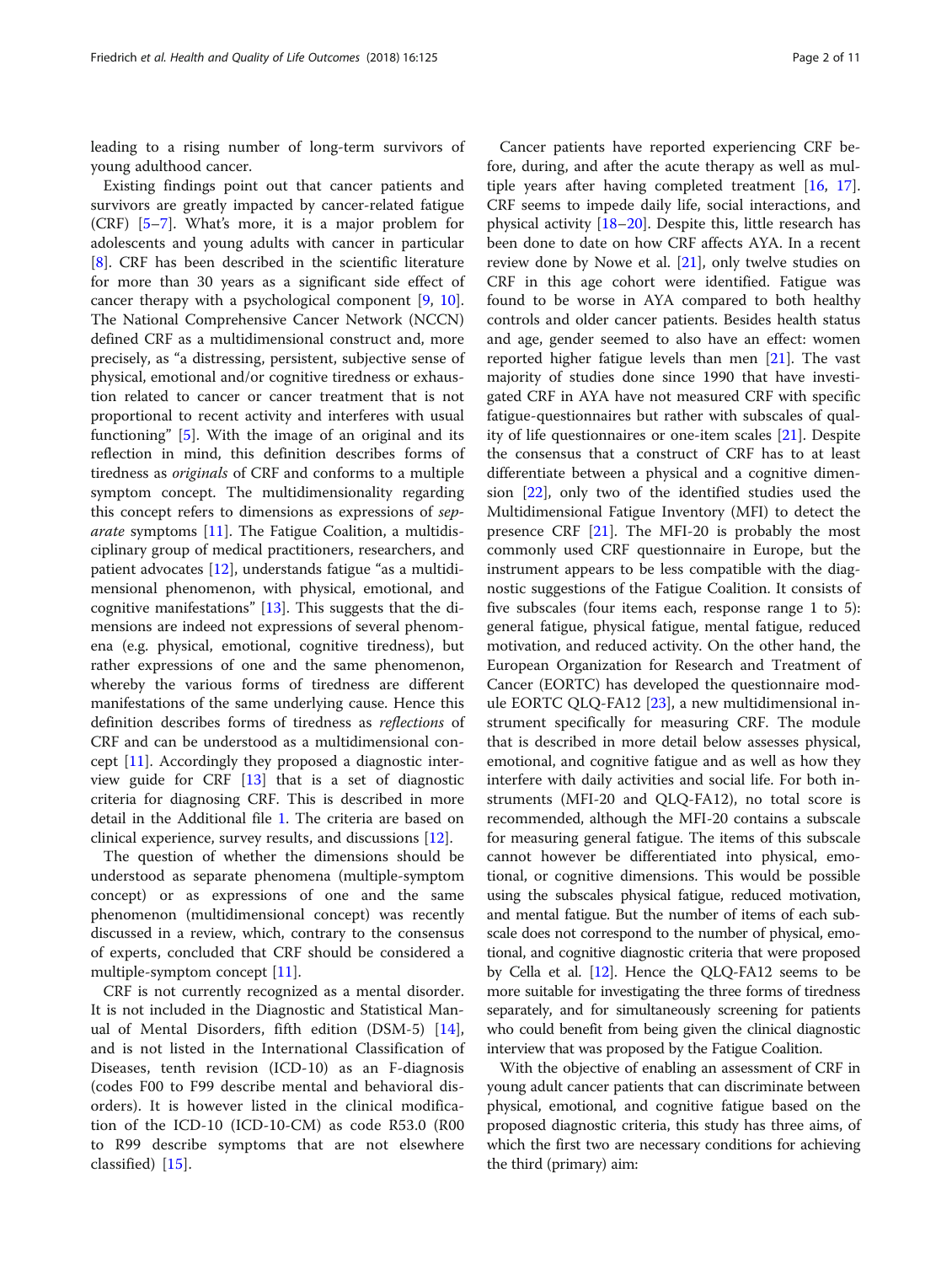leading to a rising number of long-term survivors of young adulthood cancer.

Existing findings point out that cancer patients and survivors are greatly impacted by cancer-related fatigue (CRF) [5–7]. What's more, it is a major problem for adolescents and young adults with cancer in particular [8]. CRF has been described in the scientific literature for more than 30 years as a significant side effect of cancer therapy with a psychological component [9, 10]. The National Comprehensive Cancer Network (NCCN) defined CRF as a multidimensional construct and, more precisely, as "a distressing, persistent, subjective sense of physical, emotional and/or cognitive tiredness or exhaustion related to cancer or cancer treatment that is not proportional to recent activity and interferes with usual functioning" [5]. With the image of an original and its reflection in mind, this definition describes forms of tiredness as *originals* of CRF and conforms to a multiple symptom concept. The multidimensionality regarding this concept refers to dimensions as expressions of *separate* symptoms [11]. The Fatigue Coalition, a multidisciplinary group of medical practitioners, researchers, and patient advocates [12], understands fatigue "as a multidimensional phenomenon, with physical, emotional, and cognitive manifestations" [13]. This suggests that the dimensions are indeed not expressions of several phenomena (e.g. physical, emotional, cognitive tiredness), but rather expressions of one and the same phenomenon, whereby the various forms of tiredness are different manifestations of the same underlying cause. Hence this definition describes forms of tiredness as *reflections* of CRF and can be understood as a multidimensional concept [11]. Accordingly they proposed a diagnostic interview guide for CRF [13] that is a set of diagnostic criteria for diagnosing CRF. This is described in more detail in the Additional file 1. The criteria are based on clinical experience, survey results, and discussions [12].

The question of whether the dimensions should be understood as separate phenomena (multiple-symptom concept) or as expressions of one and the same phenomenon (multidimensional concept) was recently discussed in a review, which, contrary to the consensus of experts, concluded that CRF should be considered a multiple-symptom concept [11].

CRF is not currently recognized as a mental disorder. It is not included in the Diagnostic and Statistical Manual of Mental Disorders, fifth edition (DSM-5) [14], and is not listed in the International Classification of Diseases, tenth revision (ICD-10) as an F-diagnosis (codes F00 to F99 describe mental and behavioral disorders). It is however listed in the clinical modification of the ICD-10 (ICD-10-CM) as code R53.0 (R00 to R99 describe symptoms that are not elsewhere classified) [15].

Cancer patients have reported experiencing CRF before, during, and after the acute therapy as well as multiple years after having completed treatment [16, 17]. CRF seems to impede daily life, social interactions, and physical activity [18–20]. Despite this, little research has been done to date on how CRF affects AYA. In a recent review done by Nowe et al. [21], only twelve studies on CRF in this age cohort were identified. Fatigue was found to be worse in AYA compared to both healthy controls and older cancer patients. Besides health status and age, gender seemed to also have an effect: women reported higher fatigue levels than men [21]. The vast majority of studies done since 1990 that have investigated CRF in AYA have not measured CRF with specific fatigue-questionnaires but rather with subscales of quality of life questionnaires or one-item scales [21]. Despite the consensus that a construct of CRF has to at least differentiate between a physical and a cognitive dimension [22], only two of the identified studies used the Multidimensional Fatigue Inventory (MFI) to detect the presence CRF [21]. The MFI-20 is probably the most commonly used CRF questionnaire in Europe, but the instrument appears to be less compatible with the diagnostic suggestions of the Fatigue Coalition. It consists of five subscales (four items each, response range 1 to 5): general fatigue, physical fatigue, mental fatigue, reduced motivation, and reduced activity. On the other hand, the European Organization for Research and Treatment of Cancer (EORTC) has developed the questionnaire module EORTC QLQ-FA12 [23], a new multidimensional instrument specifically for measuring CRF. The module that is described in more detail below assesses physical, emotional, and cognitive fatigue and as well as how they interfere with daily activities and social life. For both instruments (MFI-20 and QLQ-FA12), no total score is recommended, although the MFI-20 contains a subscale for measuring general fatigue. The items of this subscale cannot however be differentiated into physical, emotional, or cognitive dimensions. This would be possible using the subscales physical fatigue, reduced motivation, and mental fatigue. But the number of items of each subscale does not correspond to the number of physical, emotional, and cognitive diagnostic criteria that were proposed by Cella et al. [12]. Hence the QLQ-FA12 seems to be more suitable for investigating the three forms of tiredness separately, and for simultaneously screening for patients who could benefit from being given the clinical diagnostic interview that was proposed by the Fatigue Coalition.

With the objective of enabling an assessment of CRF in young adult cancer patients that can discriminate between physical, emotional, and cognitive fatigue based on the proposed diagnostic criteria, this study has three aims, of which the first two are necessary conditions for achieving the third (primary) aim: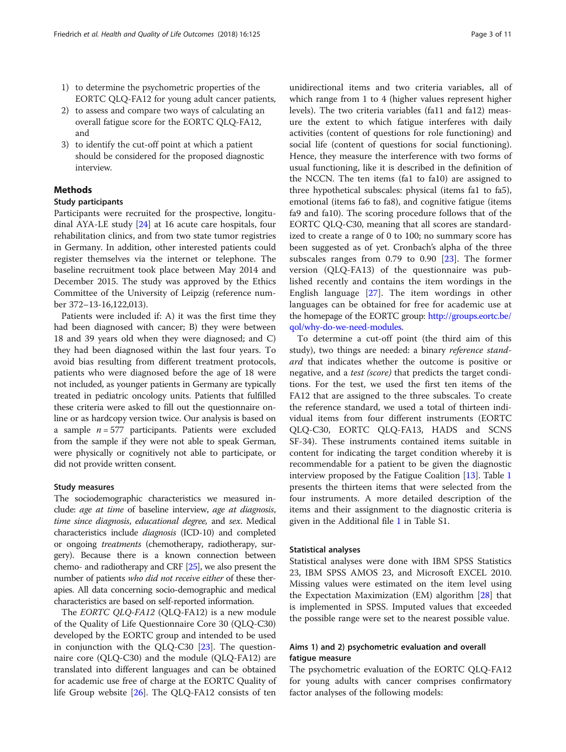1) to determine the psychometric properties of the EORTC QLQ-FA12 for young adult cancer patients,
2) to assess and compare two ways of calculating an overall fatigue score for the EORTC QLQ-FA12, and
3) to identify the cut-off point at which a patient should be considered for the proposed diagnostic interview.

## Methods

### Study participants

Participants were recruited for the prospective, longitudinal AYA-LE study [24] at 16 acute care hospitals, four rehabilitation clinics, and from two state tumor registries in Germany. In addition, other interested patients could register themselves via the internet or telephone. The baseline recruitment took place between May 2014 and December 2015. The study was approved by the Ethics Committee of the University of Leipzig (reference number 372–13-16,122,013).

Patients were included if: A) it was the first time they had been diagnosed with cancer; B) they were between 18 and 39 years old when they were diagnosed; and C) they had been diagnosed within the last four years. To avoid bias resulting from different treatment protocols, patients who were diagnosed before the age of 18 were not included, as younger patients in Germany are typically treated in pediatric oncology units. Patients that fulfilled these criteria were asked to fill out the questionnaire online or as hardcopy version twice. Our analysis is based on a sample $n = 577$ participants. Patients were excluded from the sample if they were not able to speak German, were physically or cognitively not able to participate, or did not provide written consent.

#### Study measures

The sociodemographic characteristics we measured include: *age at time* of baseline interview, *age at diagnosis*, *time since diagnosis*, *educational degree,* and *sex*. Medical characteristics include *diagnosis* (ICD-10) and completed or ongoing *treatments* (chemotherapy, radiotherapy, surgery). Because there is a known connection between chemo- and radiotherapy and CRF [25], we also present the number of patients *who did not receive either* of these therapies. All data concerning socio-demographic and medical characteristics are based on self-reported information.

The *EORTC QLQ-FA12* (QLQ-FA12) is a new module of the Quality of Life Questionnaire Core 30 (QLQ-C30) developed by the EORTC group and intended to be used in conjunction with the QLQ-C30 [23]. The questionnaire core (QLQ-C30) and the module (QLQ-FA12) are translated into different languages and can be obtained for academic use free of charge at the EORTC Quality of life Group website [26]. The QLQ-FA12 consists of ten unidirectional items and two criteria variables, all of which range from 1 to 4 (higher values represent higher levels). The two criteria variables (fa11 and fa12) measure the extent to which fatigue interferes with daily activities (content of questions for role functioning) and social life (content of questions for social functioning). Hence, they measure the interference with two forms of usual functioning, like it is described in the definition of the NCCN. The ten items (fa1 to fa10) are assigned to three hypothetical subscales: physical (items fa1 to fa5), emotional (items fa6 to fa8), and cognitive fatigue (items fa9 and fa10). The scoring procedure follows that of the EORTC QLQ-C30, meaning that all scores are standardized to create a range of 0 to 100; no summary score has been suggested as of yet. Cronbach's alpha of the three subscales ranges from 0.79 to 0.90 [23]. The former version (QLQ-FA13) of the questionnaire was published recently and contains the item wordings in the English language [27]. The item wordings in other languages can be obtained for free for academic use at the homepage of the EORTC group: http://groups.eortc.be/qol/why-do-we-need-modules.

To determine a cut-off point (the third aim of this study), two things are needed: a binary *reference standard* that indicates whether the outcome is positive or negative, and a *test (score)* that predicts the target conditions. For the test, we used the first ten items of the FA12 that are assigned to the three subscales. To create the reference standard, we used a total of thirteen individual items from four different instruments (EORTC QLQ-C30, EORTC QLQ-FA13, HADS and SCNS SF-34). These instruments contained items suitable in content for indicating the target condition whereby it is recommendable for a patient to be given the diagnostic interview proposed by the Fatigue Coalition [13]. Table 1 presents the thirteen items that were selected from the four instruments. A more detailed description of the items and their assignment to the diagnostic criteria is given in the Additional file 1 in Table S1.

#### Statistical analyses

Statistical analyses were done with IBM SPSS Statistics 23, IBM SPSS AMOS 23, and Microsoft EXCEL 2010. Missing values were estimated on the item level using the Expectation Maximization (EM) algorithm [28] that is implemented in SPSS. Imputed values that exceeded the possible range were set to the nearest possible value.

### Aims 1) and 2) psychometric evaluation and overall fatigue measure

The psychometric evaluation of the EORTC QLQ-FA12 for young adults with cancer comprises confirmatory factor analyses of the following models: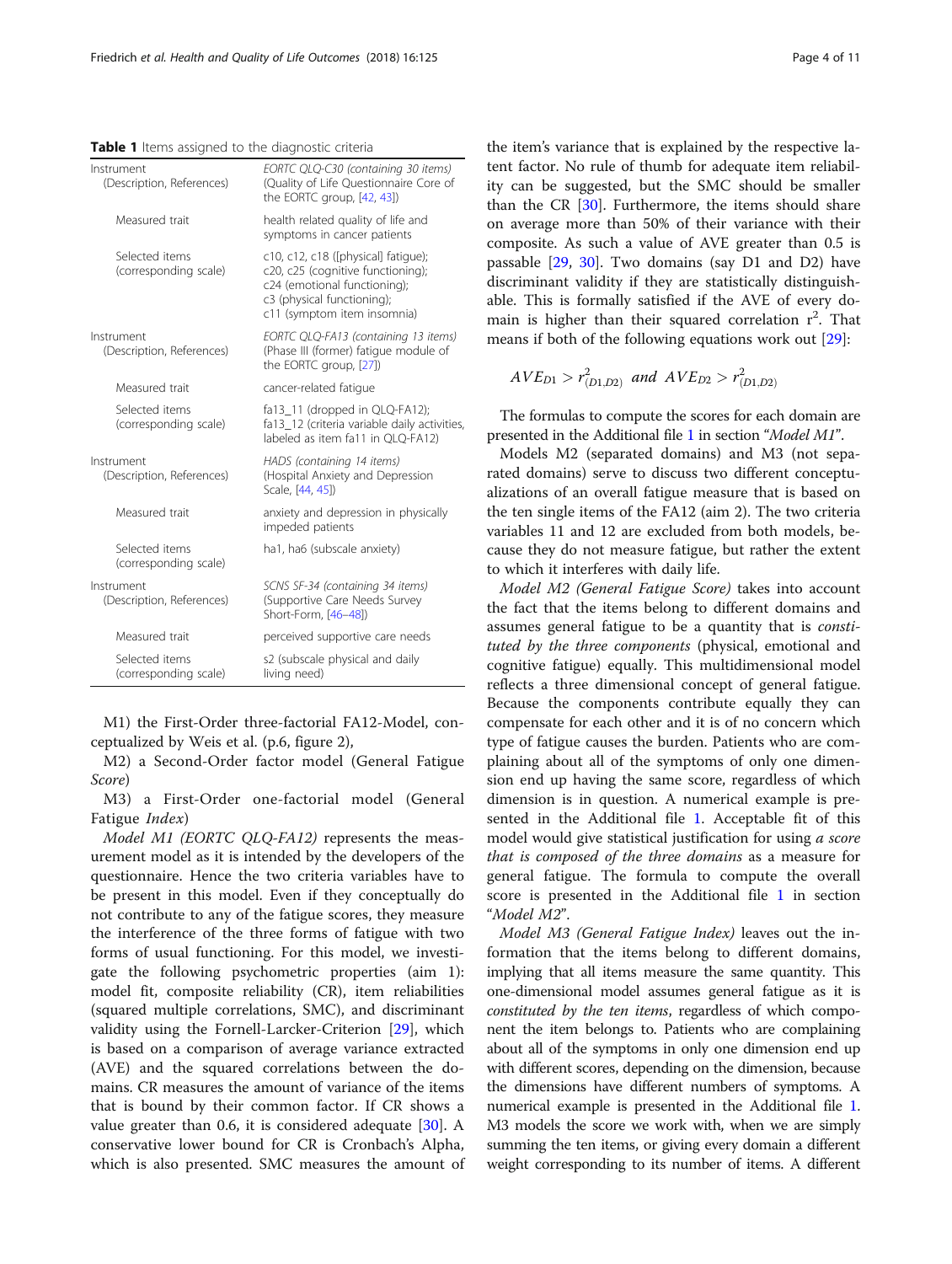**Table 1** Items assigned to the diagnostic criteria

| | |
|---|---|
| Instrument (Description, References) | *EORTC QLQ-C30 (containing 30 items)* (Quality of Life Questionnaire Core of the EORTC group, [42, 43]) |
| Measured trait | health related quality of life and symptoms in cancer patients |
| Selected items (corresponding scale) | c10, c12, c18 ([physical] fatigue); c20, c25 (cognitive functioning); c24 (emotional functioning); c3 (physical functioning); c11 (symptom item insomnia) |
| Instrument (Description, References) | *EORTC QLQ-FA13 (containing 13 items)* (Phase III (former) fatigue module of the EORTC group, [27]) |
| Measured trait | cancer-related fatigue |
| Selected items (corresponding scale) | fa13_11 (dropped in QLQ-FA12); fa13_12 (criteria variable daily activities, labeled as item fa11 in QLQ-FA12) |
| Instrument (Description, References) | *HADS (containing 14 items)* (Hospital Anxiety and Depression Scale, [44, 45]) |
| Measured trait | anxiety and depression in physically impeded patients |
| Selected items (corresponding scale) | ha1, ha6 (subscale anxiety) |
| Instrument (Description, References) | *SCNS SF-34 (containing 34 items)* (Supportive Care Needs Survey Short-Form, [46–48]) |
| Measured trait | perceived supportive care needs |
| Selected items (corresponding scale) | s2 (subscale physical and daily living need) |

M1) the First-Order three-factorial FA12-Model, conceptualized by Weis et al. (p.6, figure 2),

M2) a Second-Order factor model (General Fatigue *Score*)

M3) a First-Order one-factorial model (General Fatigue *Index*)

*Model M1 (EORTC QLQ-FA12)* represents the measurement model as it is intended by the developers of the questionnaire. Hence the two criteria variables have to be present in this model. Even if they conceptually do not contribute to any of the fatigue scores, they measure the interference of the three forms of fatigue with two forms of usual functioning. For this model, we investigate the following psychometric properties (aim 1): model fit, composite reliability (CR), item reliabilities (squared multiple correlations, SMC), and discriminant validity using the Fornell-Larcker-Criterion [29], which is based on a comparison of average variance extracted (AVE) and the squared correlations between the domains. CR measures the amount of variance of the items that is bound by their common factor. If CR shows a value greater than 0.6, it is considered adequate [30]. A conservative lower bound for CR is Cronbach's Alpha, which is also presented. SMC measures the amount of the item's variance that is explained by the respective latent factor. No rule of thumb for adequate item reliability can be suggested, but the SMC should be smaller than the CR [30]. Furthermore, the items should share on average more than 50% of their variance with their composite. As such a value of AVE greater than 0.5 is passable [29, 30]. Two domains (say D1 and D2) have discriminant validity if they are statistically distinguishable. This is formally satisfied if the AVE of every domain is higher than their squared correlation $r^2$. That means if both of the following equations work out [29]:

$$AVE_{D1} > r^2_{(D1,D2)} \; and \; AVE_{D2} > r^2_{(D1,D2)}$$

The formulas to compute the scores for each domain are presented in the Additional file 1 in section "*Model M1*".

Models M2 (separated domains) and M3 (not separated domains) serve to discuss two different conceptualizations of an overall fatigue measure that is based on the ten single items of the FA12 (aim 2). The two criteria variables 11 and 12 are excluded from both models, because they do not measure fatigue, but rather the extent to which it interferes with daily life.

*Model M2 (General Fatigue Score)* takes into account the fact that the items belong to different domains and assumes general fatigue to be a quantity that is *constituted by the three components* (physical, emotional and cognitive fatigue) equally. This multidimensional model reflects a three dimensional concept of general fatigue. Because the components contribute equally they can compensate for each other and it is of no concern which type of fatigue causes the burden. Patients who are complaining about all of the symptoms of only one dimension end up having the same score, regardless of which dimension is in question. A numerical example is presented in the Additional file 1. Acceptable fit of this model would give statistical justification for using *a score that is composed of the three domains* as a measure for general fatigue. The formula to compute the overall score is presented in the Additional file 1 in section "*Model M2*".

*Model M3 (General Fatigue Index)* leaves out the information that the items belong to different domains, implying that all items measure the same quantity. This one-dimensional model assumes general fatigue as it is *constituted by the ten items*, regardless of which component the item belongs to. Patients who are complaining about all of the symptoms in only one dimension end up with different scores, depending on the dimension, because the dimensions have different numbers of symptoms. A numerical example is presented in the Additional file 1. M3 models the score we work with, when we are simply summing the ten items, or giving every domain a different weight corresponding to its number of items. A different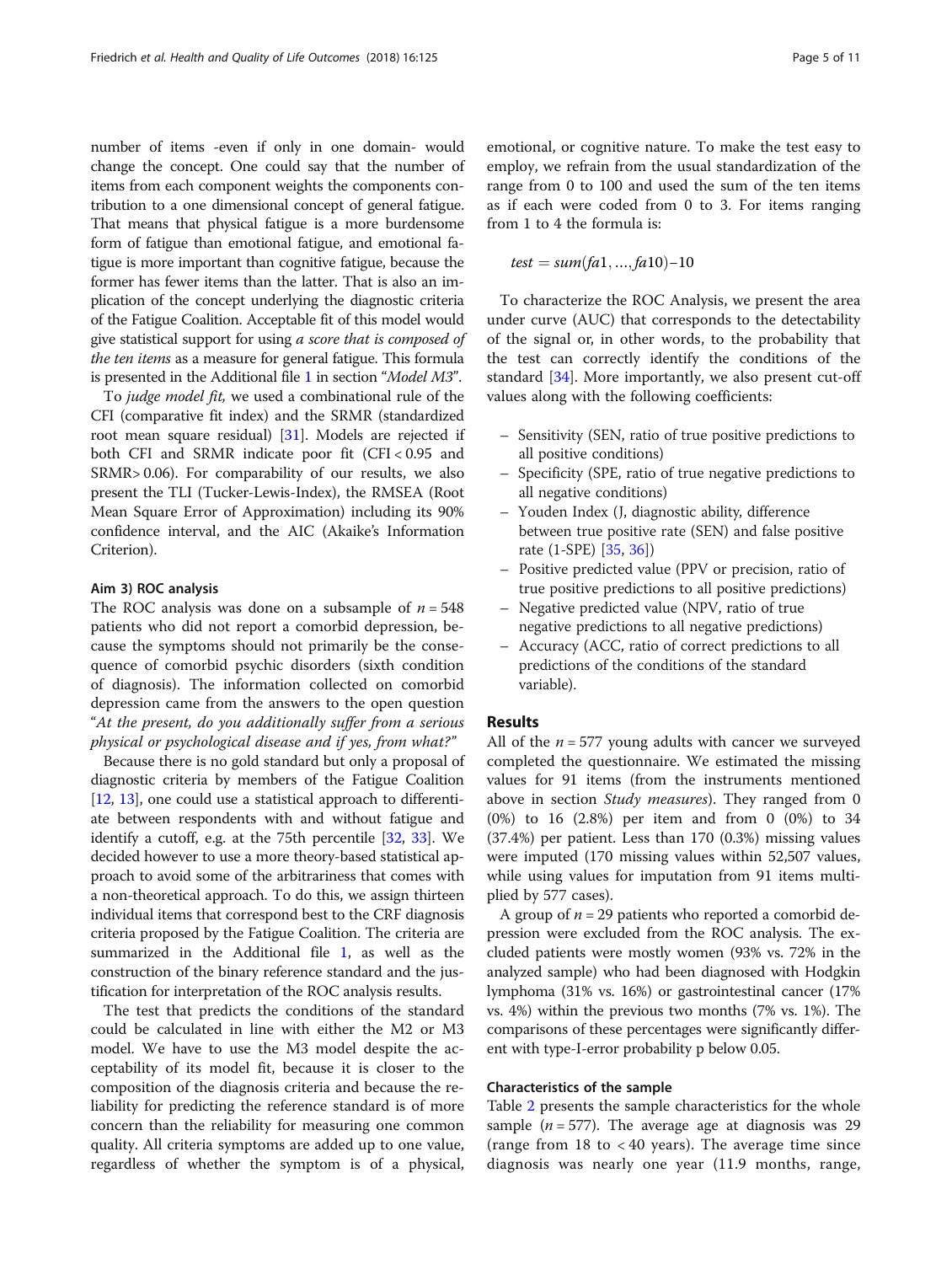number of items -even if only in one domain- would change the concept. One could say that the number of items from each component weights the components contribution to a one dimensional concept of general fatigue. That means that physical fatigue is a more burdensome form of fatigue than emotional fatigue, and emotional fatigue is more important than cognitive fatigue, because the former has fewer items than the latter. That is also an implication of the concept underlying the diagnostic criteria of the Fatigue Coalition. Acceptable fit of this model would give statistical support for using *a score that is composed of the ten items* as a measure for general fatigue. This formula is presented in the Additional file 1 in section "*Model M3*".

To *judge model fit*, we used a combinational rule of the CFI (comparative fit index) and the SRMR (standardized root mean square residual) [31]. Models are rejected if both CFI and SRMR indicate poor fit (CFI < 0.95 and SRMR> 0.06). For comparability of our results, we also present the TLI (Tucker-Lewis-Index), the RMSEA (Root Mean Square Error of Approximation) including its 90% confidence interval, and the AIC (Akaike's Information Criterion).

#### Aim 3) ROC analysis

The ROC analysis was done on a subsample of $n = 548$ patients who did not report a comorbid depression, because the symptoms should not primarily be the consequence of comorbid psychic disorders (sixth condition of diagnosis). The information collected on comorbid depression came from the answers to the open question "*At the present, do you additionally suffer from a serious physical or psychological disease and if yes, from what?*"

Because there is no gold standard but only a proposal of diagnostic criteria by members of the Fatigue Coalition [12, 13], one could use a statistical approach to differentiate between respondents with and without fatigue and identify a cutoff, e.g. at the 75th percentile [32, 33]. We decided however to use a more theory-based statistical approach to avoid some of the arbitrariness that comes with a non-theoretical approach. To do this, we assign thirteen individual items that correspond best to the CRF diagnosis criteria proposed by the Fatigue Coalition. The criteria are summarized in the Additional file 1, as well as the construction of the binary reference standard and the justification for interpretation of the ROC analysis results.

The test that predicts the conditions of the standard could be calculated in line with either the M2 or M3 model. We have to use the M3 model despite the acceptability of its model fit, because it is closer to the composition of the diagnosis criteria and because the reliability for predicting the reference standard is of more concern than the reliability for measuring one common quality. All criteria symptoms are added up to one value, regardless of whether the symptom is of a physical, emotional, or cognitive nature. To make the test easy to employ, we refrain from the usual standardization of the range from 0 to 100 and used the sum of the ten items as if each were coded from 0 to 3. For items ranging from 1 to 4 the formula is:

$$test = sum(fa1, \ldots, fa10) - 10$$

To characterize the ROC Analysis, we present the area under curve (AUC) that corresponds to the detectability of the signal or, in other words, to the probability that the test can correctly identify the conditions of the standard [34]. More importantly, we also present cut-off values along with the following coefficients:

- Sensitivity (SEN, ratio of true positive predictions to all positive conditions)
- Specificity (SPE, ratio of true negative predictions to all negative conditions)
- Youden Index (J, diagnostic ability, difference between true positive rate (SEN) and false positive rate (1-SPE) [35, 36])
- Positive predicted value (PPV or precision, ratio of true positive predictions to all positive predictions)
- Negative predicted value (NPV, ratio of true negative predictions to all negative predictions)
- Accuracy (ACC, ratio of correct predictions to all predictions of the conditions of the standard variable).

## Results

All of the $n = 577$ young adults with cancer we surveyed completed the questionnaire. We estimated the missing values for 91 items (from the instruments mentioned above in section *Study measures*). They ranged from 0 (0%) to 16 (2.8%) per item and from 0 (0%) to 34 (37.4%) per patient. Less than 170 (0.3%) missing values were imputed (170 missing values within 52,507 values, while using values for imputation from 91 items multiplied by 577 cases).

A group of $n = 29$ patients who reported a comorbid depression were excluded from the ROC analysis. The excluded patients were mostly women (93% vs. 72% in the analyzed sample) who had been diagnosed with Hodgkin lymphoma (31% vs. 16%) or gastrointestinal cancer (17% vs. 4%) within the previous two months (7% vs. 1%). The comparisons of these percentages were significantly different with type-I-error probability p below 0.05.

### Characteristics of the sample

Table 2 presents the sample characteristics for the whole sample ($n = 577$). The average age at diagnosis was 29 (range from 18 to < 40 years). The average time since diagnosis was nearly one year (11.9 months, range,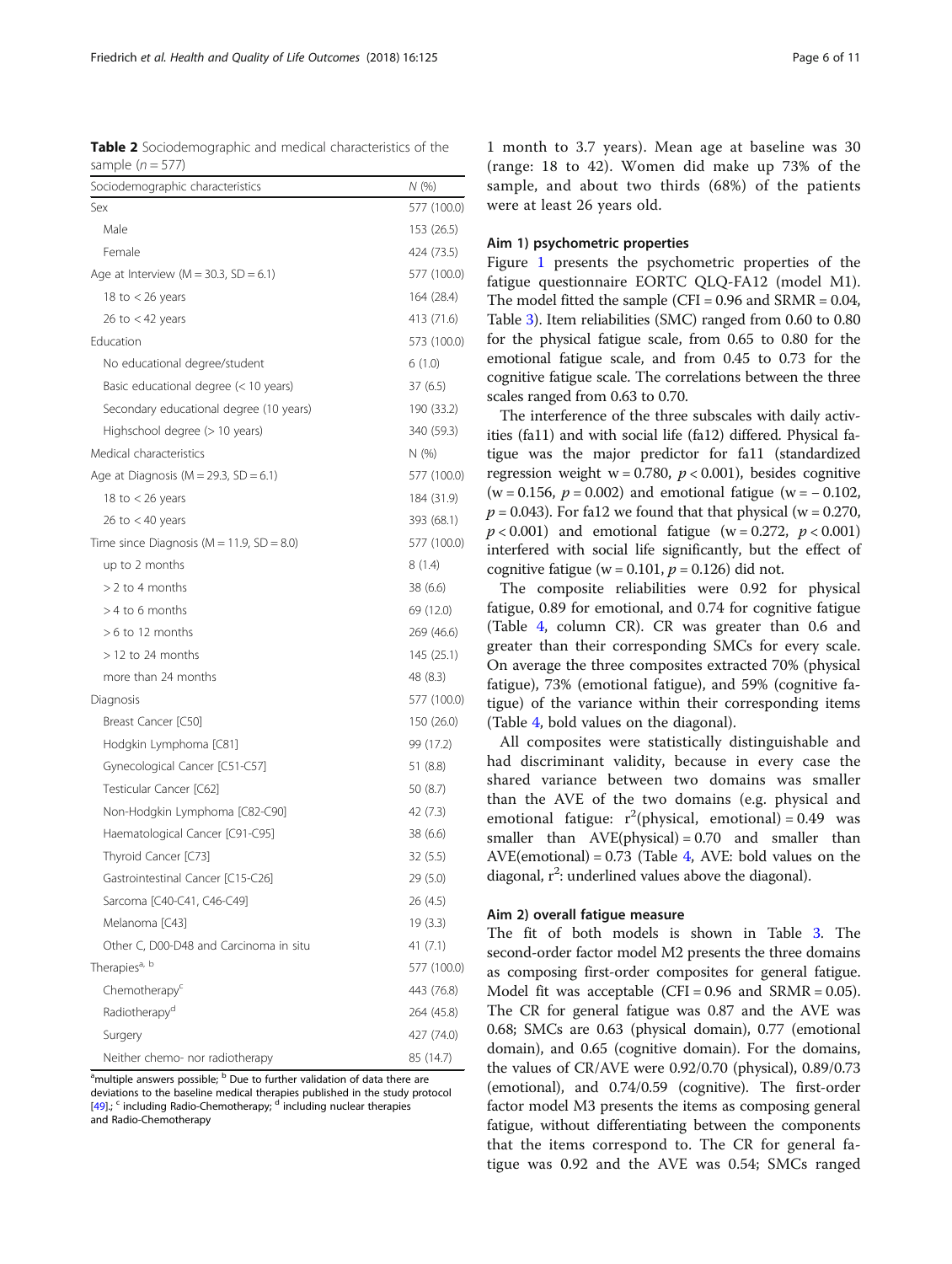**Table 2** Sociodemographic and medical characteristics of the sample ($n = 577$)

| Sociodemographic characteristics | N (%) |
|---|---|
| Sex | 577 (100.0) |
| Male | 153 (26.5) |
| Female | 424 (73.5) |
| Age at Interview (M = 30.3, SD = 6.1) | 577 (100.0) |
| 18 to < 26 years | 164 (28.4) |
| 26 to < 42 years | 413 (71.6) |
| Education | 573 (100.0) |
| No educational degree/student | 6 (1.0) |
| Basic educational degree (< 10 years) | 37 (6.5) |
| Secondary educational degree (10 years) | 190 (33.2) |
| Highschool degree (> 10 years) | 340 (59.3) |
| Medical characteristics | N (%) |
| Age at Diagnosis (M = 29.3, SD = 6.1) | 577 (100.0) |
| 18 to < 26 years | 184 (31.9) |
| 26 to < 40 years | 393 (68.1) |
| Time since Diagnosis (M = 11.9, SD = 8.0) | 577 (100.0) |
| up to 2 months | 8 (1.4) |
| > 2 to 4 months | 38 (6.6) |
| > 4 to 6 months | 69 (12.0) |
| > 6 to 12 months | 269 (46.6) |
| > 12 to 24 months | 145 (25.1) |
| more than 24 months | 48 (8.3) |
| Diagnosis | 577 (100.0) |
| Breast Cancer [C50] | 150 (26.0) |
| Hodgkin Lymphoma [C81] | 99 (17.2) |
| Gynecological Cancer [C51-C57] | 51 (8.8) |
| Testicular Cancer [C62] | 50 (8.7) |
| Non-Hodgkin Lymphoma [C82-C90] | 42 (7.3) |
| Haematological Cancer [C91-C95] | 38 (6.6) |
| Thyroid Cancer [C73] | 32 (5.5) |
| Gastrointestinal Cancer [C15-C26] | 29 (5.0) |
| Sarcoma [C40-C41, C46-C49] | 26 (4.5) |
| Melanoma [C43] | 19 (3.3) |
| Other C, D00-D48 and Carcinoma in situ | 41 (7.1) |
| Therapies[a, b] | 577 (100.0) |
| Chemotherapy[c] | 443 (76.8) |
| Radiotherapy[d] | 264 (45.8) |
| Surgery | 427 (74.0) |
| Neither chemo- nor radiotherapy | 85 (14.7) |

[a]multiple answers possible; [b] Due to further validation of data there are deviations to the baseline medical therapies published in the study protocol [49].; [c] including Radio-Chemotherapy; [d] including nuclear therapies and Radio-Chemotherapy

1 month to 3.7 years). Mean age at baseline was 30 (range: 18 to 42). Women did make up 73% of the sample, and about two thirds (68%) of the patients were at least 26 years old.

### Aim 1) psychometric properties

Figure 1 presents the psychometric properties of the fatigue questionnaire EORTC QLQ-FA12 (model M1). The model fitted the sample (CFI = 0.96 and SRMR = 0.04, Table 3). Item reliabilities (SMC) ranged from 0.60 to 0.80 for the physical fatigue scale, from 0.65 to 0.80 for the emotional fatigue scale, and from 0.45 to 0.73 for the cognitive fatigue scale. The correlations between the three scales ranged from 0.63 to 0.70.

The interference of the three subscales with daily activities (fa11) and with social life (fa12) differed. Physical fatigue was the major predictor for fa11 (standardized regression weight w = 0.780, $p < 0.001$), besides cognitive (w = 0.156, $p = 0.002$) and emotional fatigue (w = − 0.102, $p = 0.043$). For fa12 we found that that physical (w = 0.270, $p < 0.001$) and emotional fatigue (w = 0.272, $p < 0.001$) interfered with social life significantly, but the effect of cognitive fatigue (w = 0.101, $p = 0.126$) did not.

The composite reliabilities were 0.92 for physical fatigue, 0.89 for emotional, and 0.74 for cognitive fatigue (Table 4, column CR). CR was greater than 0.6 and greater than their corresponding SMCs for every scale. On average the three composites extracted 70% (physical fatigue), 73% (emotional fatigue), and 59% (cognitive fatigue) of the variance within their corresponding items (Table 4, bold values on the diagonal).

All composites were statistically distinguishable and had discriminant validity, because in every case the shared variance between two domains was smaller than the AVE of the two domains (e.g. physical and emotional fatigue: $r^2$(physical, emotional) = 0.49 was smaller than AVE(physical) = 0.70 and smaller than AVE(emotional) = 0.73 (Table 4, AVE: bold values on the diagonal, $r^2$: underlined values above the diagonal).

### Aim 2) overall fatigue measure

The fit of both models is shown in Table 3. The second-order factor model M2 presents the three domains as composing first-order composites for general fatigue. Model fit was acceptable (CFI = 0.96 and SRMR = 0.05). The CR for general fatigue was 0.87 and the AVE was 0.68; SMCs are 0.63 (physical domain), 0.77 (emotional domain), and 0.65 (cognitive domain). For the domains, the values of CR/AVE were 0.92/0.70 (physical), 0.89/0.73 (emotional), and 0.74/0.59 (cognitive). The first-order factor model M3 presents the items as composing general fatigue, without differentiating between the components that the items correspond to. The CR for general fatigue was 0.92 and the AVE was 0.54; SMCs ranged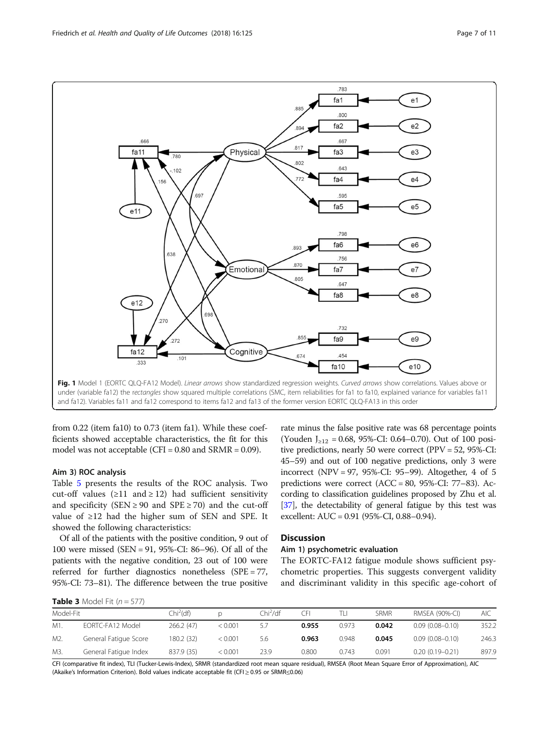Fig. 1 Model 1 (EORTC QLQ-FA12 Model). *Linear arrows* show standardized regression weights. *Curved arrows* show correlations. Values above or under (variable fa12) the *rectangles* show squared multiple correlations (SMC, item reliabilities for fa1 to fa10, explained variance for variables fa11 and fa12). Variables fa11 and fa12 correspond to items fa12 and fa13 of the former version EORTC QLQ-FA13 in this order

from 0.22 (item fa10) to 0.73 (item fa1). While these coefficients showed acceptable characteristics, the fit for this model was not acceptable (CFI = 0.80 and SRMR = 0.09).

### Aim 3) ROC analysis

Table 5 presents the results of the ROC analysis. Two cut-off values (≥11 and ≥ 12) had sufficient sensitivity and specificity (SEN ≥ 90 and SPE ≥ 70) and the cut-off value of ≥12 had the higher sum of SEN and SPE. It showed the following characteristics:

Of all of the patients with the positive condition, 9 out of 100 were missed (SEN = 91, 95%-CI: 86–96). Of all of the patients with the negative condition, 23 out of 100 were referred for further diagnostics nonetheless (SPE = 77, 95%-CI: 73–81). The difference between the true positive rate minus the false positive rate was 68 percentage points (Youden $J_{\geq 12}$ = 0.68, 95%-CI: 0.64–0.70). Out of 100 positive predictions, nearly 50 were correct (PPV = 52, 95%-CI: 45–59) and out of 100 negative predictions, only 3 were incorrect (NPV = 97, 95%-CI: 95–99). Altogether, 4 of 5 predictions were correct (ACC = 80, 95%-CI: 77–83). According to classification guidelines proposed by Zhu et al. [37], the detectability of general fatigue by this test was excellent: AUC = 0.91 (95%-CI, 0.88–0.94).

## Discussion

### Aim 1) psychometric evaluation

The EORTC-FA12 fatigue module shows sufficient psychometric properties. This suggests convergent validity and discriminant validity in this specific age-cohort of

**Table 3** Model Fit ($n = 577$)

| Model-Fit | | $Chi^2$(df) | p | $Chi^2$/df | CFI | TLI | SRMR | RMSEA (90%-CI) | AIC |
|---|---|---|---|---|---|---|---|---|---|
| M1. | EORTC-FA12 Model | 266.2 (47) | < 0.001 | 5.7 | **0.955** | 0.973 | **0.042** | 0.09 (0.08–0.10) | 352.2 |
| M2. | General Fatigue Score | 180.2 (32) | < 0.001 | 5.6 | **0.963** | 0.948 | **0.045** | 0.09 (0.08–0.10) | 246.3 |
| M3. | General Fatigue Index | 837.9 (35) | < 0.001 | 23.9 | 0.800 | 0.743 | 0.091 | 0.20 (0.19–0.21) | 897.9 |

CFI (comparative fit index), TLI (Tucker-Lewis-Index), SRMR (standardized root mean square residual), RMSEA (Root Mean Square Error of Approximation), AIC (Akaike's Information Criterion). Bold values indicate acceptable fit (CFI ≥ 0.95 or SRMR≤0.06)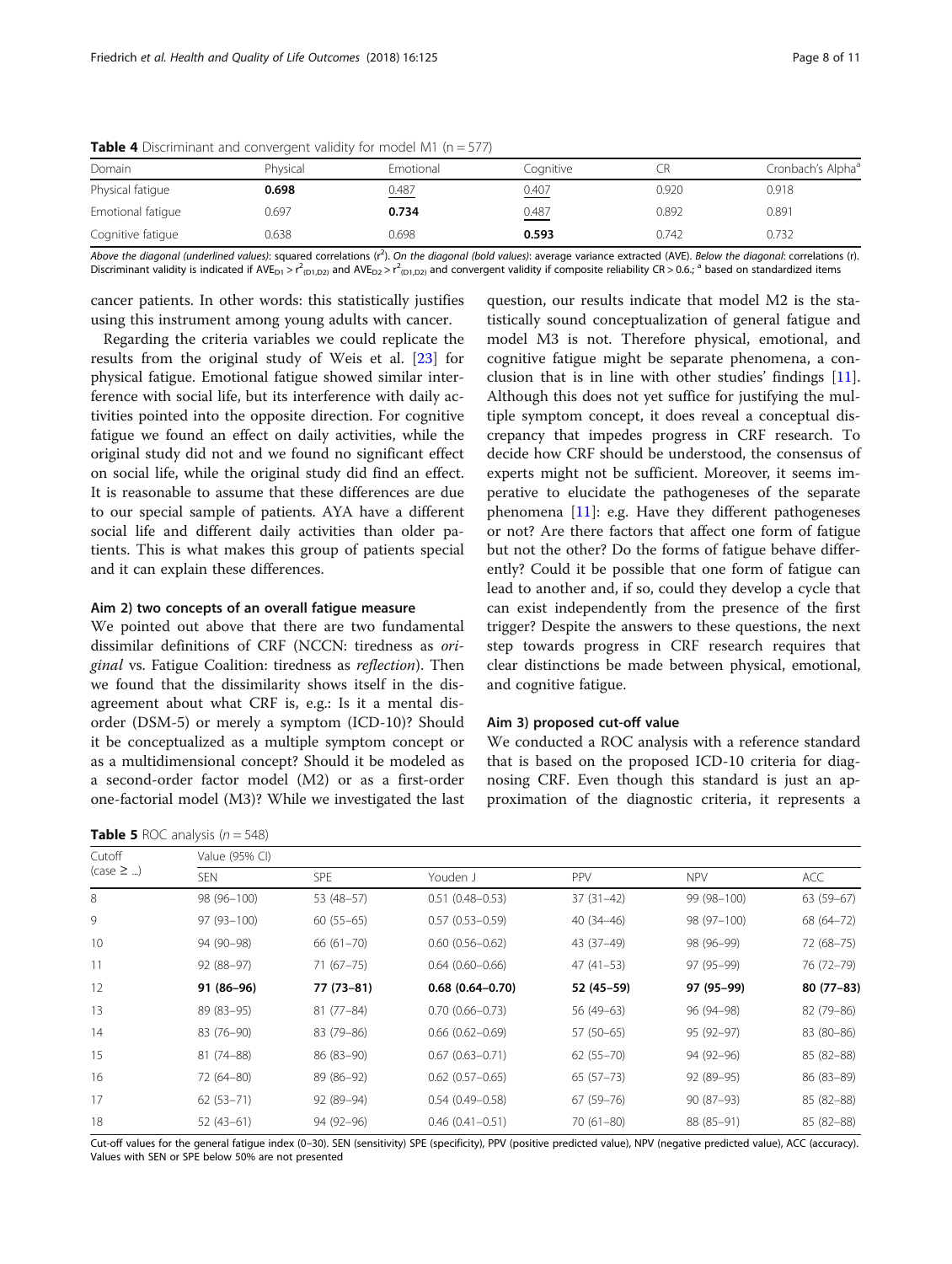**Table 4** Discriminant and convergent validity for model M1 (n = 577)

| Domain | Physical | Emotional | Cognitive | CR | Cronbach's Alpha[a] |
|---|---|---|---|---|---|
| Physical fatigue | **0.698** | 0.487 | 0.407 | 0.920 | 0.918 |
| Emotional fatigue | 0.697 | **0.734** | 0.487 | 0.892 | 0.891 |
| Cognitive fatigue | 0.638 | 0.698 | **0.593** | 0.742 | 0.732 |

*Above the diagonal (underlined values)*: squared correlations ($r^2$). *On the diagonal (bold values)*: average variance extracted (AVE). *Below the diagonal*: correlations (r). Discriminant validity is indicated if $AVE_{D1} > r^2_{(D1,D2)}$ and $AVE_{D2} > r^2_{(D1,D2)}$ and convergent validity if composite reliability CR > 0.6.; [a] based on standardized items

cancer patients. In other words: this statistically justifies using this instrument among young adults with cancer.

Regarding the criteria variables we could replicate the results from the original study of Weis et al. [23] for physical fatigue. Emotional fatigue showed similar interference with social life, but its interference with daily activities pointed into the opposite direction. For cognitive fatigue we found an effect on daily activities, while the original study did not and we found no significant effect on social life, while the original study did find an effect. It is reasonable to assume that these differences are due to our special sample of patients. AYA have a different social life and different daily activities than older patients. This is what makes this group of patients special and it can explain these differences.

#### Aim 2) two concepts of an overall fatigue measure

We pointed out above that there are two fundamental dissimilar definitions of CRF (NCCN: tiredness as *original* vs. Fatigue Coalition: tiredness as *reflection*). Then we found that the dissimilarity shows itself in the disagreement about what CRF is, e.g.: Is it a mental disorder (DSM-5) or merely a symptom (ICD-10)? Should it be conceptualized as a multiple symptom concept or as a multidimensional concept? Should it be modeled as a second-order factor model (M2) or as a first-order one-factorial model (M3)? While we investigated the last question, our results indicate that model M2 is the statistically sound conceptualization of general fatigue and model M3 is not. Therefore physical, emotional, and cognitive fatigue might be separate phenomena, a conclusion that is in line with other studies' findings [11]. Although this does not yet suffice for justifying the multiple symptom concept, it does reveal a conceptual discrepancy that impedes progress in CRF research. To decide how CRF should be understood, the consensus of experts might not be sufficient. Moreover, it seems imperative to elucidate the pathogeneses of the separate phenomena [11]: e.g. Have they different pathogeneses or not? Are there factors that affect one form of fatigue but not the other? Do the forms of fatigue behave differently? Could it be possible that one form of fatigue can lead to another and, if so, could they develop a cycle that can exist independently from the presence of the first trigger? Despite the answers to these questions, the next step towards progress in CRF research requires that clear distinctions be made between physical, emotional, and cognitive fatigue.

#### Aim 3) proposed cut-off value

We conducted a ROC analysis with a reference standard that is based on the proposed ICD-10 criteria for diagnosing CRF. Even though this standard is just an approximation of the diagnostic criteria, it represents a

**Table 5** ROC analysis (*n* = 548)

| Cutoff (case ≥ ...) | Value (95% CI) | | | | | |
|---|---|---|---|---|---|---|
| | SEN | SPE | Youden J | PPV | NPV | ACC |
| 8 | 98 (96–100) | 53 (48–57) | 0.51 (0.48–0.53) | 37 (31–42) | 99 (98–100) | 63 (59–67) |
| 9 | 97 (93–100) | 60 (55–65) | 0.57 (0.53–0.59) | 40 (34–46) | 98 (97–100) | 68 (64–72) |
| 10 | 94 (90–98) | 66 (61–70) | 0.60 (0.56–0.62) | 43 (37–49) | 98 (96–99) | 72 (68–75) |
| 11 | 92 (88–97) | 71 (67–75) | 0.64 (0.60–0.66) | 47 (41–53) | 97 (95–99) | 76 (72–79) |
| **12** | **91 (86–96)** | **77 (73–81)** | **0.68 (0.64–0.70)** | **52 (45–59)** | **97 (95–99)** | **80 (77–83)** |
| 13 | 89 (83–95) | 81 (77–84) | 0.70 (0.66–0.73) | 56 (49–63) | 96 (94–98) | 82 (79–86) |
| 14 | 83 (76–90) | 83 (79–86) | 0.66 (0.62–0.69) | 57 (50–65) | 95 (92–97) | 83 (80–86) |
| 15 | 81 (74–88) | 86 (83–90) | 0.67 (0.63–0.71) | 62 (55–70) | 94 (92–96) | 85 (82–88) |
| 16 | 72 (64–80) | 89 (86–92) | 0.62 (0.57–0.65) | 65 (57–73) | 92 (89–95) | 86 (83–89) |
| 17 | 62 (53–71) | 92 (89–94) | 0.54 (0.49–0.58) | 67 (59–76) | 90 (87–93) | 85 (82–88) |
| 18 | 52 (43–61) | 94 (92–96) | 0.46 (0.41–0.51) | 70 (61–80) | 88 (85–91) | 85 (82–88) |

Cut-off values for the general fatigue index (0–30). SEN (sensitivity) SPE (specificity), PPV (positive predicted value), NPV (negative predicted value), ACC (accuracy). Values with SEN or SPE below 50% are not presented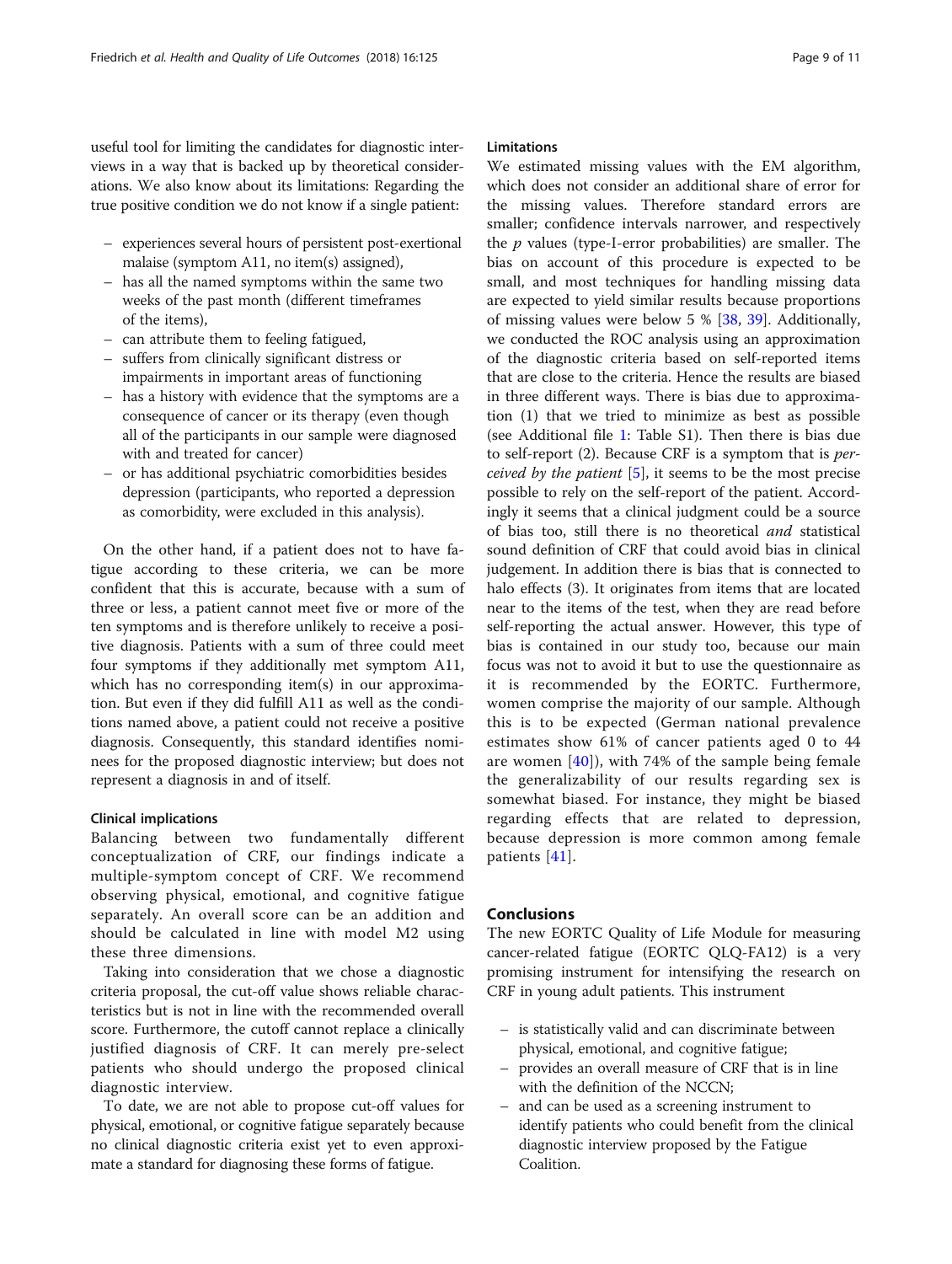useful tool for limiting the candidates for diagnostic interviews in a way that is backed up by theoretical considerations. We also know about its limitations: Regarding the true positive condition we do not know if a single patient:

- experiences several hours of persistent post-exertional malaise (symptom A11, no item(s) assigned),
- has all the named symptoms within the same two weeks of the past month (different timeframes of the items),
- can attribute them to feeling fatigued,
- suffers from clinically significant distress or impairments in important areas of functioning
- has a history with evidence that the symptoms are a consequence of cancer or its therapy (even though all of the participants in our sample were diagnosed with and treated for cancer)
- or has additional psychiatric comorbidities besides depression (participants, who reported a depression as comorbidity, were excluded in this analysis).

On the other hand, if a patient does not to have fatigue according to these criteria, we can be more confident that this is accurate, because with a sum of three or less, a patient cannot meet five or more of the ten symptoms and is therefore unlikely to receive a positive diagnosis. Patients with a sum of three could meet four symptoms if they additionally met symptom A11, which has no corresponding item(s) in our approximation. But even if they did fulfill A11 as well as the conditions named above, a patient could not receive a positive diagnosis. Consequently, this standard identifies nominees for the proposed diagnostic interview; but does not represent a diagnosis in and of itself.

### Clinical implications

Balancing between two fundamentally different conceptualization of CRF, our findings indicate a multiple-symptom concept of CRF. We recommend observing physical, emotional, and cognitive fatigue separately. An overall score can be an addition and should be calculated in line with model M2 using these three dimensions.

Taking into consideration that we chose a diagnostic criteria proposal, the cut-off value shows reliable characteristics but is not in line with the recommended overall score. Furthermore, the cutoff cannot replace a clinically justified diagnosis of CRF. It can merely pre-select patients who should undergo the proposed clinical diagnostic interview.

To date, we are not able to propose cut-off values for physical, emotional, or cognitive fatigue separately because no clinical diagnostic criteria exist yet to even approximate a standard for diagnosing these forms of fatigue.

### Limitations

We estimated missing values with the EM algorithm, which does not consider an additional share of error for the missing values. Therefore standard errors are smaller; confidence intervals narrower, and respectively the *p* values (type-I-error probabilities) are smaller. The bias on account of this procedure is expected to be small, and most techniques for handling missing data are expected to yield similar results because proportions of missing values were below 5 % [38, 39]. Additionally, we conducted the ROC analysis using an approximation of the diagnostic criteria based on self-reported items that are close to the criteria. Hence the results are biased in three different ways. There is bias due to approximation (1) that we tried to minimize as best as possible (see Additional file 1: Table S1). Then there is bias due to self-report (2). Because CRF is a symptom that is *perceived by the patient* [5], it seems to be the most precise possible to rely on the self-report of the patient. Accordingly it seems that a clinical judgment could be a source of bias too, still there is no theoretical *and* statistical sound definition of CRF that could avoid bias in clinical judgement. In addition there is bias that is connected to halo effects (3). It originates from items that are located near to the items of the test, when they are read before self-reporting the actual answer. However, this type of bias is contained in our study too, because our main focus was not to avoid it but to use the questionnaire as it is recommended by the EORTC. Furthermore, women comprise the majority of our sample. Although this is to be expected (German national prevalence estimates show 61% of cancer patients aged 0 to 44 are women [40]), with 74% of the sample being female the generalizability of our results regarding sex is somewhat biased. For instance, they might be biased regarding effects that are related to depression, because depression is more common among female patients [41].

## Conclusions

The new EORTC Quality of Life Module for measuring cancer-related fatigue (EORTC QLQ-FA12) is a very promising instrument for intensifying the research on CRF in young adult patients. This instrument

- is statistically valid and can discriminate between physical, emotional, and cognitive fatigue;
- provides an overall measure of CRF that is in line with the definition of the NCCN;
- and can be used as a screening instrument to identify patients who could benefit from the clinical diagnostic interview proposed by the Fatigue Coalition.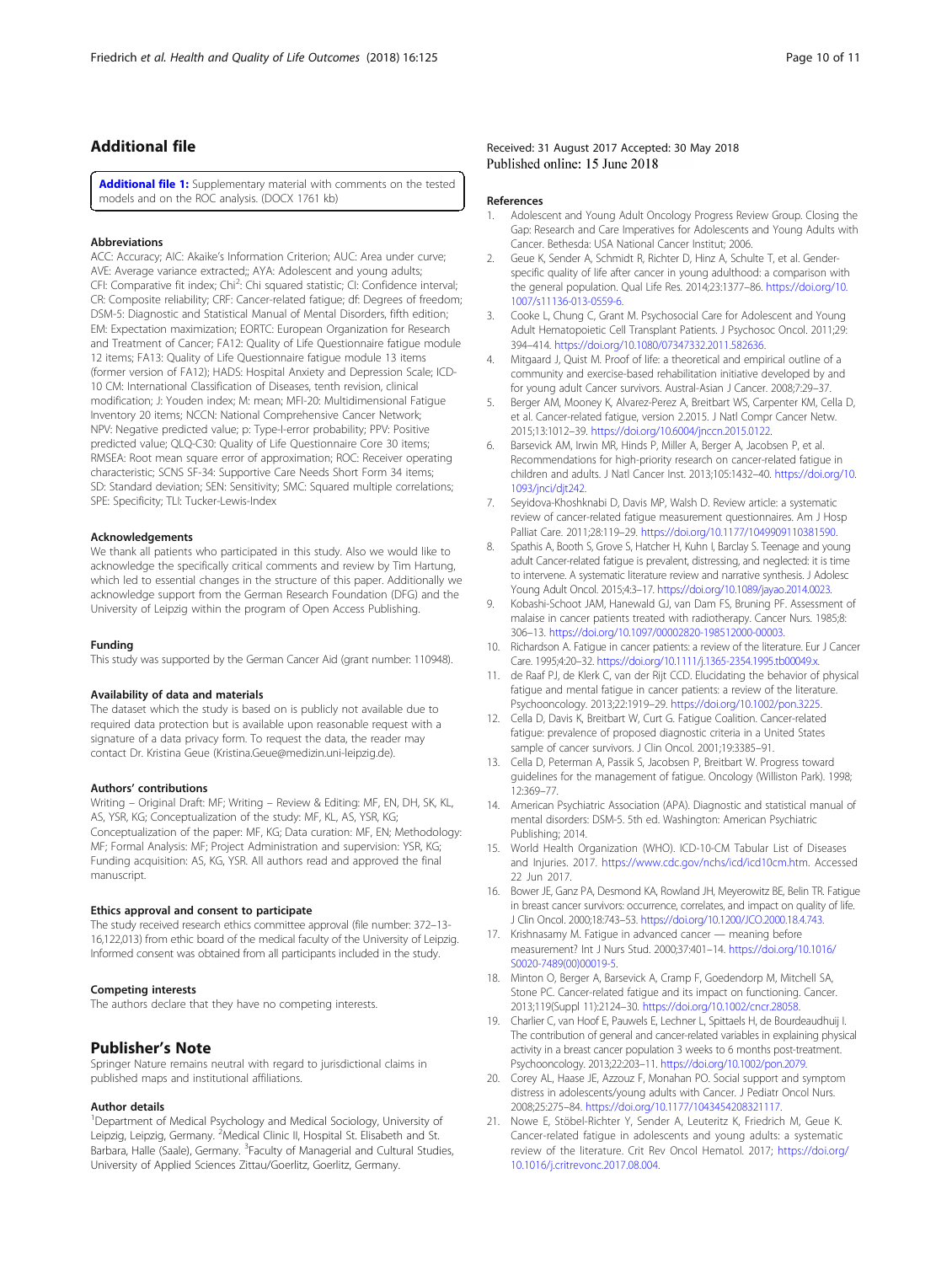## Additional file

**Additional file 1:** Supplementary material with comments on the tested models and on the ROC analysis. (DOCX 1761 kb)

### Abbreviations

ACC: Accuracy; AIC: Akaike's Information Criterion; AUC: Area under curve; AVE: Average variance extracted;; AYA: Adolescent and young adults; CFI: Comparative fit index; Chi$^2$: Chi squared statistic; CI: Confidence interval; CR: Composite reliability; CRF: Cancer-related fatigue; df: Degrees of freedom; DSM-5: Diagnostic and Statistical Manual of Mental Disorders, fifth edition; EM: Expectation maximization; EORTC: European Organization for Research and Treatment of Cancer; FA12: Quality of Life Questionnaire fatigue module 12 items; FA13: Quality of Life Questionnaire fatigue module 13 items (former version of FA12); HADS: Hospital Anxiety and Depression Scale; ICD-10 CM: International Classification of Diseases, tenth revision, clinical modification; J: Youden index; M: mean; MFI-20: Multidimensional Fatigue Inventory 20 items; NCCN: National Comprehensive Cancer Network; NPV: Negative predicted value; p: Type-I-error probability; PPV: Positive predicted value; QLQ-C30: Quality of Life Questionnaire Core 30 items; RMSEA: Root mean square error of approximation; ROC: Receiver operating characteristic; SCNS SF-34: Supportive Care Needs Short Form 34 items; SD: Standard deviation; SEN: Sensitivity; SMC: Squared multiple correlations; SPE: Specificity; TLI: Tucker-Lewis-Index

### Acknowledgements

We thank all patients who participated in this study. Also we would like to acknowledge the specifically critical comments and review by Tim Hartung, which led to essential changes in the structure of this paper. Additionally we acknowledge support from the German Research Foundation (DFG) and the University of Leipzig within the program of Open Access Publishing.

### Funding

This study was supported by the German Cancer Aid (grant number: 110948).

### Availability of data and materials

The dataset which the study is based on is publicly not available due to required data protection but is available upon reasonable request with a signature of a data privacy form. To request the data, the reader may contact Dr. Kristina Geue (Kristina.Geue@medizin.uni-leipzig.de).

### Authors' contributions

Writing – Original Draft: MF; Writing – Review & Editing: MF, EN, DH, SK, KL, AS, YSR, KG; Conceptualization of the study: MF, KL, AS, YSR, KG; Conceptualization of the paper: MF, KG; Data curation: MF, EN; Methodology: MF; Formal Analysis: MF; Project Administration and supervision: YSR, KG; Funding acquisition: AS, KG, YSR. All authors read and approved the final manuscript.

### Ethics approval and consent to participate

The study received research ethics committee approval (file number: 372–13-16,122,013) from ethic board of the medical faculty of the University of Leipzig. Informed consent was obtained from all participants included in the study.

### Competing interests

The authors declare that they have no competing interests.

## Publisher's Note

Springer Nature remains neutral with regard to jurisdictional claims in published maps and institutional affiliations.

### Author details

[1]Department of Medical Psychology and Medical Sociology, University of Leipzig, Leipzig, Germany. [2]Medical Clinic II, Hospital St. Elisabeth and St. Barbara, Halle (Saale), Germany. [3]Faculty of Managerial and Cultural Studies, University of Applied Sciences Zittau/Goerlitz, Goerlitz, Germany.

Received: 31 August 2017 Accepted: 30 May 2018
Published online: 15 June 2018

### References

1. Adolescent and Young Adult Oncology Progress Review Group. Closing the Gap: Research and Care Imperatives for Adolescents and Young Adults with Cancer. Bethesda: USA National Cancer Institut; 2006.
2. Geue K, Sender A, Schmidt R, Richter D, Hinz A, Schulte T, et al. Gender-specific quality of life after cancer in young adulthood: a comparison with the general population. Qual Life Res. 2014;23:1377–86. https://doi.org/10.1007/s11136-013-0559-6.
3. Cooke L, Chung C, Grant M. Psychosocial Care for Adolescent and Young Adult Hematopoietic Cell Transplant Patients. J Psychosoc Oncol. 2011;29: 394–414. https://doi.org/10.1080/07347332.2011.582636.
4. Mitgaard J, Quist M. Proof of life: a theoretical and empirical outline of a community and exercise-based rehabilitation initiative developed by and for young adult Cancer survivors. Austral-Asian J Cancer. 2008;7:29–37.
5. Berger AM, Mooney K, Alvarez-Perez A, Breitbart WS, Carpenter KM, Cella D, et al. Cancer-related fatigue, version 2.2015. J Natl Compr Cancer Netw. 2015;13:1012–39. https://doi.org/10.6004/jnccn.2015.0122.
6. Barsevick AM, Irwin MR, Hinds P, Miller A, Berger A, Jacobsen P, et al. Recommendations for high-priority research on cancer-related fatigue in children and adults. J Natl Cancer Inst. 2013;105:1432–40. https://doi.org/10.1093/jnci/djt242.
7. Seyidova-Khoshknabi D, Davis MP, Walsh D. Review article: a systematic review of cancer-related fatigue measurement questionnaires. Am J Hosp Palliat Care. 2011;28:119–29. https://doi.org/10.1177/1049909110381590.
8. Spathis A, Booth S, Grove S, Hatcher H, Kuhn I, Barclay S. Teenage and young adult Cancer-related fatigue is prevalent, distressing, and neglected: it is time to intervene. A systematic literature review and narrative synthesis. J Adolesc Young Adult Oncol. 2015;4:3–17. https://doi.org/10.1089/jayao.2014.0023.
9. Kobashi-Schoot JAM, Hanewald GJ, van Dam FS, Bruning PF. Assessment of malaise in cancer patients treated with radiotherapy. Cancer Nurs. 1985;8: 306–13. https://doi.org/10.1097/00002820-198512000-00003.
10. Richardson A. Fatigue in cancer patients: a review of the literature. Eur J Cancer Care. 1995;4:20–32. https://doi.org/10.1111/j.1365-2354.1995.tb00049.x.
11. de Raaf PJ, de Klerk C, van der Rijt CCD. Elucidating the behavior of physical fatigue and mental fatigue in cancer patients: a review of the literature. Psychooncology. 2013;22:1919–29. https://doi.org/10.1002/pon.3225.
12. Cella D, Davis K, Breitbart W, Curt G. Fatigue Coalition. Cancer-related fatigue: prevalence of proposed diagnostic criteria in a United States sample of cancer survivors. J Clin Oncol. 2001;19:3385–91.
13. Cella D, Peterman A, Passik S, Jacobsen P, Breitbart W. Progress toward guidelines for the management of fatigue. Oncology (Williston Park). 1998; 12:369–77.
14. American Psychiatric Association (APA). Diagnostic and statistical manual of mental disorders: DSM-5. 5th ed. Washington: American Psychiatric Publishing; 2014.
15. World Health Organization (WHO). ICD-10-CM Tabular List of Diseases and Injuries. 2017. https://www.cdc.gov/nchs/icd/icd10cm.htm. Accessed 22 Jun 2017.
16. Bower JE, Ganz PA, Desmond KA, Rowland JH, Meyerowitz BE, Belin TR. Fatigue in breast cancer survivors: occurrence, correlates, and impact on quality of life. J Clin Oncol. 2000;18:743–53. https://doi.org/10.1200/JCO.2000.18.4.743.
17. Krishnasamy M. Fatigue in advanced cancer — meaning before measurement? Int J Nurs Stud. 2000;37:401–14. https://doi.org/10.1016/S0020-7489(00)00019-5.
18. Minton O, Berger A, Barsevick A, Cramp F, Goedendorp M, Mitchell SA, Stone PC. Cancer-related fatigue and its impact on functioning. Cancer. 2013;119(Suppl 11):2124–30. https://doi.org/10.1002/cncr.28058.
19. Charlier C, van Hoof E, Pauwels E, Lechner L, Spittaels H, de Bourdeaudhuij I. The contribution of general and cancer-related variables in explaining physical activity in a breast cancer population 3 weeks to 6 months post-treatment. Psychooncology. 2013;22:203–11. https://doi.org/10.1002/pon.2079.
20. Corey AL, Haase JE, Azzouz F, Monahan PO. Social support and symptom distress in adolescents/young adults with Cancer. J Pediatr Oncol Nurs. 2008;25:275–84. https://doi.org/10.1177/1043454208321117.
21. Nowe E, Stöbel-Richter Y, Sender A, Leuteritz K, Friedrich M, Geue K. Cancer-related fatigue in adolescents and young adults: a systematic review of the literature. Crit Rev Oncol Hematol. 2017; https://doi.org/10.1016/j.critrevonc.2017.08.004.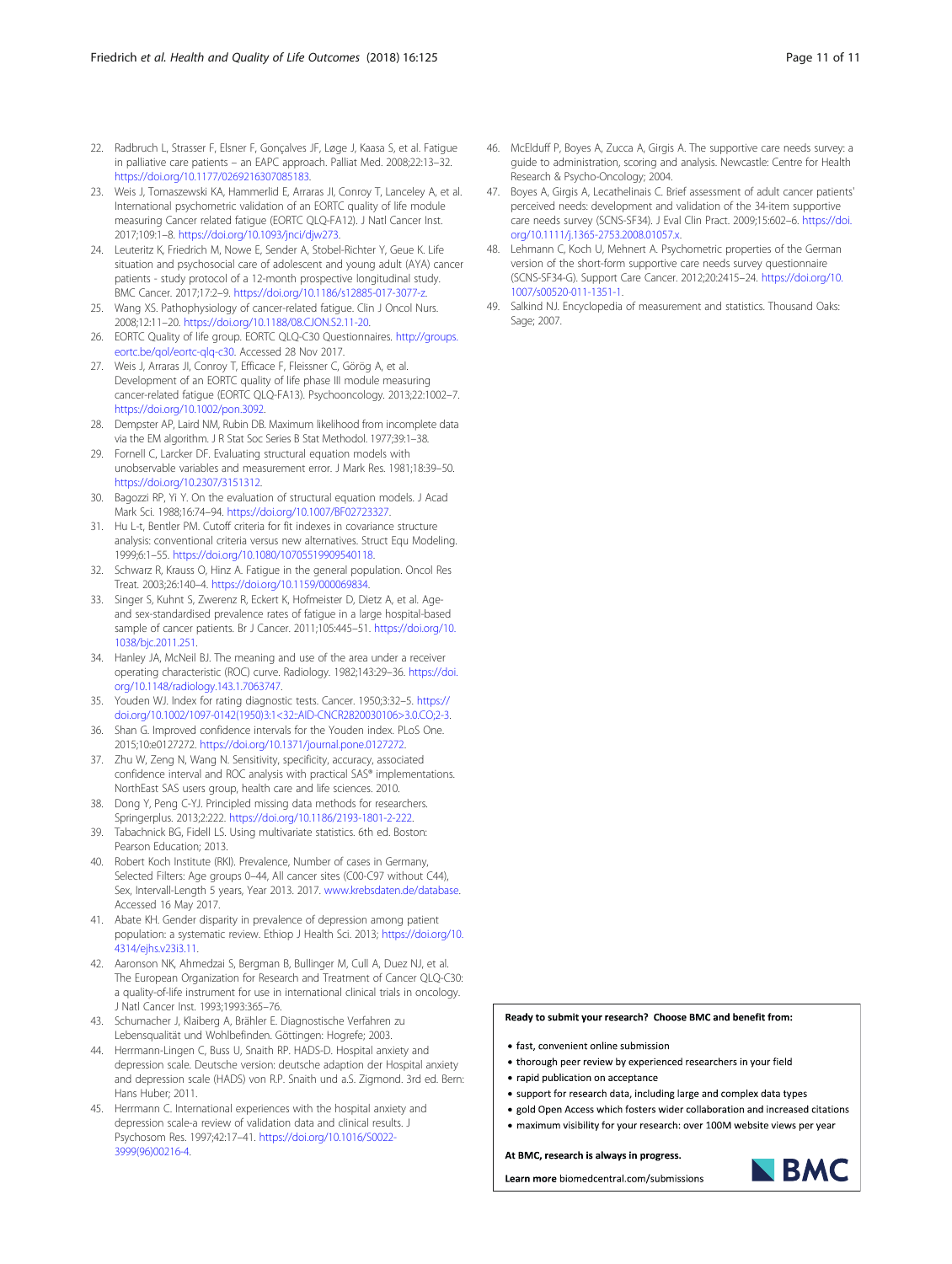22. Radbruch L, Strasser F, Elsner F, Gonçalves JF, Løge J, Kaasa S, et al. Fatigue in palliative care patients – an EAPC approach. Palliat Med. 2008;22:13–32. https://doi.org/10.1177/0269216307085183.
23. Weis J, Tomaszewski KA, Hammerlid E, Arraras JI, Conroy T, Lanceley A, et al. International psychometric validation of an EORTC quality of life module measuring Cancer related fatigue (EORTC QLQ-FA12). J Natl Cancer Inst. 2017;109:1–8. https://doi.org/10.1093/jnci/djw273.
24. Leuteritz K, Friedrich M, Nowe E, Sender A, Stobel-Richter Y, Geue K. Life situation and psychosocial care of adolescent and young adult (AYA) cancer patients - study protocol of a 12-month prospective longitudinal study. BMC Cancer. 2017;17:2–9. https://doi.org/10.1186/s12885-017-3077-z.
25. Wang XS. Pathophysiology of cancer-related fatigue. Clin J Oncol Nurs. 2008;12:11–20. https://doi.org/10.1188/08.CJON.S2.11-20.
26. EORTC Quality of life group. EORTC QLQ-C30 Questionnaires. http://groups.eortc.be/qol/eortc-qlq-c30. Accessed 28 Nov 2017.
27. Weis J, Arraras JI, Conroy T, Efficace F, Fleissner C, Görög A, et al. Development of an EORTC quality of life phase III module measuring cancer-related fatigue (EORTC QLQ-FA13). Psychooncology. 2013;22:1002–7. https://doi.org/10.1002/pon.3092.
28. Dempster AP, Laird NM, Rubin DB. Maximum likelihood from incomplete data via the EM algorithm. J R Stat Soc Series B Stat Methodol. 1977;39:1–38.
29. Fornell C, Larcker DF. Evaluating structural equation models with unobservable variables and measurement error. J Mark Res. 1981;18:39–50. https://doi.org/10.2307/3151312.
30. Bagozzi RP, Yi Y. On the evaluation of structural equation models. J Acad Mark Sci. 1988;16:74–94. https://doi.org/10.1007/BF02723327.
31. Hu L-t, Bentler PM. Cutoff criteria for fit indexes in covariance structure analysis: conventional criteria versus new alternatives. Struct Equ Modeling. 1999;6:1–55. https://doi.org/10.1080/10705519909540118.
32. Schwarz R, Krauss O, Hinz A. Fatigue in the general population. Oncol Res Treat. 2003;26:140–4. https://doi.org/10.1159/000069834.
33. Singer S, Kuhnt S, Zwerenz R, Eckert K, Hofmeister D, Dietz A, et al. Age- and sex-standardised prevalence rates of fatigue in a large hospital-based sample of cancer patients. Br J Cancer. 2011;105:445–51. https://doi.org/10.1038/bjc.2011.251.
34. Hanley JA, McNeil BJ. The meaning and use of the area under a receiver operating characteristic (ROC) curve. Radiology. 1982;143:29–36. https://doi.org/10.1148/radiology.143.1.7063747.
35. Youden WJ. Index for rating diagnostic tests. Cancer. 1950;3:32–5. https://doi.org/10.1002/1097-0142(1950)3:1<32::AID-CNCR2820030106>3.0.CO;2-3.
36. Shan G. Improved confidence intervals for the Youden index. PLoS One. 2015;10:e0127272. https://doi.org/10.1371/journal.pone.0127272.
37. Zhu W, Zeng N, Wang N. Sensitivity, specificity, accuracy, associated confidence interval and ROC analysis with practical SAS® implementations. NorthEast SAS users group, health care and life sciences. 2010.
38. Dong Y, Peng C-YJ. Principled missing data methods for researchers. Springerplus. 2013;2:222. https://doi.org/10.1186/2193-1801-2-222.
39. Tabachnick BG, Fidell LS. Using multivariate statistics. 6th ed. Boston: Pearson Education; 2013.
40. Robert Koch Institute (RKI). Prevalence, Number of cases in Germany, Selected Filters: Age groups 0–44, All cancer sites (C00-C97 without C44), Sex, Intervall-Length 5 years, Year 2013. 2017. www.krebsdaten.de/database. Accessed 16 May 2017.
41. Abate KH. Gender disparity in prevalence of depression among patient population: a systematic review. Ethiop J Health Sci. 2013; https://doi.org/10.4314/ejhs.v23i3.11.
42. Aaronson NK, Ahmedzai S, Bergman B, Bullinger M, Cull A, Duez NJ, et al. The European Organization for Research and Treatment of Cancer QLQ-C30: a quality-of-life instrument for use in international clinical trials in oncology. J Natl Cancer Inst. 1993;1993:365–76.
43. Schumacher J, Klaiberg A, Brähler E. Diagnostische Verfahren zu Lebensqualität und Wohlbefinden. Göttingen: Hogrefe; 2003.
44. Herrmann-Lingen C, Buss U, Snaith RP. HADS-D. Hospital anxiety and depression scale. Deutsche version: deutsche adaption der Hospital anxiety and depression scale (HADS) von R.P. Snaith und a.S. Zigmond. 3rd ed. Bern: Hans Huber; 2011.
45. Herrmann C. International experiences with the hospital anxiety and depression scale-a review of validation data and clinical results. J Psychosom Res. 1997;42:17–41. https://doi.org/10.1016/S0022-3999(96)00216-4.
46. McElduff P, Boyes A, Zucca A, Girgis A. The supportive care needs survey: a guide to administration, scoring and analysis. Newcastle: Centre for Health Research & Psycho-Oncology; 2004.
47. Boyes A, Girgis A, Lecathelinais C. Brief assessment of adult cancer patients' perceived needs: development and validation of the 34-item supportive care needs survey (SCNS-SF34). J Eval Clin Pract. 2009;15:602–6. https://doi.org/10.1111/j.1365-2753.2008.01057.x.
48. Lehmann C, Koch U, Mehnert A. Psychometric properties of the German version of the short-form supportive care needs survey questionnaire (SCNS-SF34-G). Support Care Cancer. 2012;20:2415–24. https://doi.org/10.1007/s00520-011-1351-1.
49. Salkind NJ. Encyclopedia of measurement and statistics. Thousand Oaks: Sage; 2007.

**Ready to submit your research? Choose BMC and benefit from:**

- fast, convenient online submission
- thorough peer review by experienced researchers in your field
- rapid publication on acceptance
- support for research data, including large and complex data types
- gold Open Access which fosters wider collaboration and increased citations
- maximum visibility for your research: over 100M website views per year

**At BMC, research is always in progress.**

**Learn more** biomedcentral.com/submissions

BMC